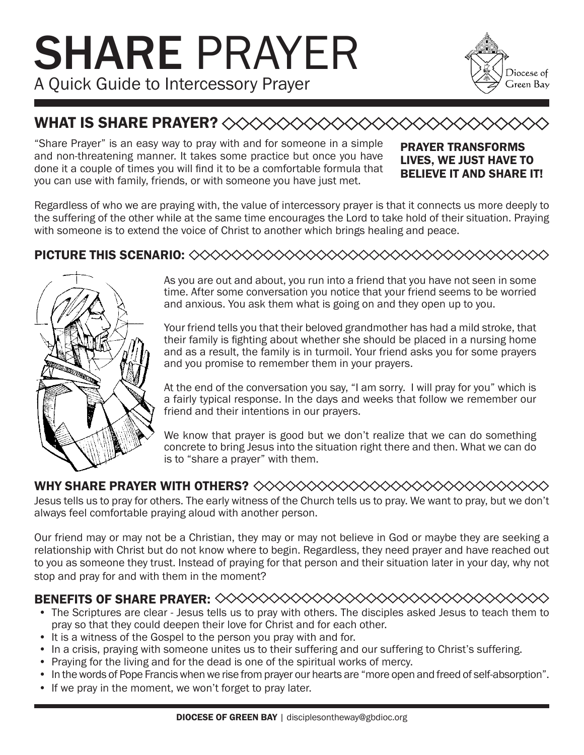# SHARE PRAYER

A Quick Guide to Intercessory Prayer

Diocese of Green Bay

## WHAT IS SHARE PRAYER?

"Share Prayer" is an easy way to pray with and for someone in a simple and non-threatening manner. It takes some practice but once you have done it a couple of times you will find it to be a comfortable formula that you can use with family, friends, or with someone you have just met.

**PRAYER TRANSFORMS LIVES, WE JUST HAVE TO BELIEVE IT AND SHARE IT!**

Regardless of who we are praying with, the value of intercessory prayer is that it connects us more deeply to the suffering of the other while at the same time encourages the Lord to take hold of their situation. Praying with someone is to extend the voice of Christ to another which brings healing and peace.

## PICTURE THIS SCENARIO:

As you are out and about, you run into a friend that you have not seen in some time. After some conversation you notice that your friend seems to be worried and anxious. You ask them what is going on and they open up to you.

Your friend tells you that their beloved grandmother has had a mild stroke, that their family is fighting about whether she should be placed in a nursing home and as a result, the family is in turmoil. Your friend asks you for some prayers and you promise to remember them in your prayers.

At the end of the conversation you say, "I am sorry. I will pray for you" which is a fairly typical response. In the days and weeks that follow we remember our friend and their intentions in our prayers.

We know that prayer is good but we don't realize that we can do something concrete to bring Jesus into the situation right there and then. What we can do is to "share a prayer" with them.

## WHY SHARE PRAYER WITH OTHERS?

Jesus tells us to pray for others. The early witness of the Church tells us to pray. We want to pray, but we don't always feel comfortable praying aloud with another person.

Our friend may or may not be a Christian, they may or may not believe in God or maybe they are seeking a relationship with Christ but do not know where to begin. Regardless, they need prayer and have reached out to you as someone they trust. Instead of praying for that person and their situation later in your day, why not stop and pray for and with them in the moment?

## BENEFITS OF SHARE PRAYER:

- The Scriptures are clear - Jesus tells us to pray with others. The disciples asked Jesus to teach them to pray so that they could deepen their love for Christ and for each other.
- It is a witness of the Gospel to the person you pray with and for.
- In a crisis, praying with someone unites us to their suffering and our suffering to Christ's suffering.
- Praying for the living and for the dead is one of the spiritual works of mercy.
- In the words of Pope Francis when we rise from prayer our hearts are "more open and freed of self-absorption".
- If we pray in the moment, we won't forget to pray later.

**DIOCESE OF GREEN BAY** | disciplesontheway@gbdioc.org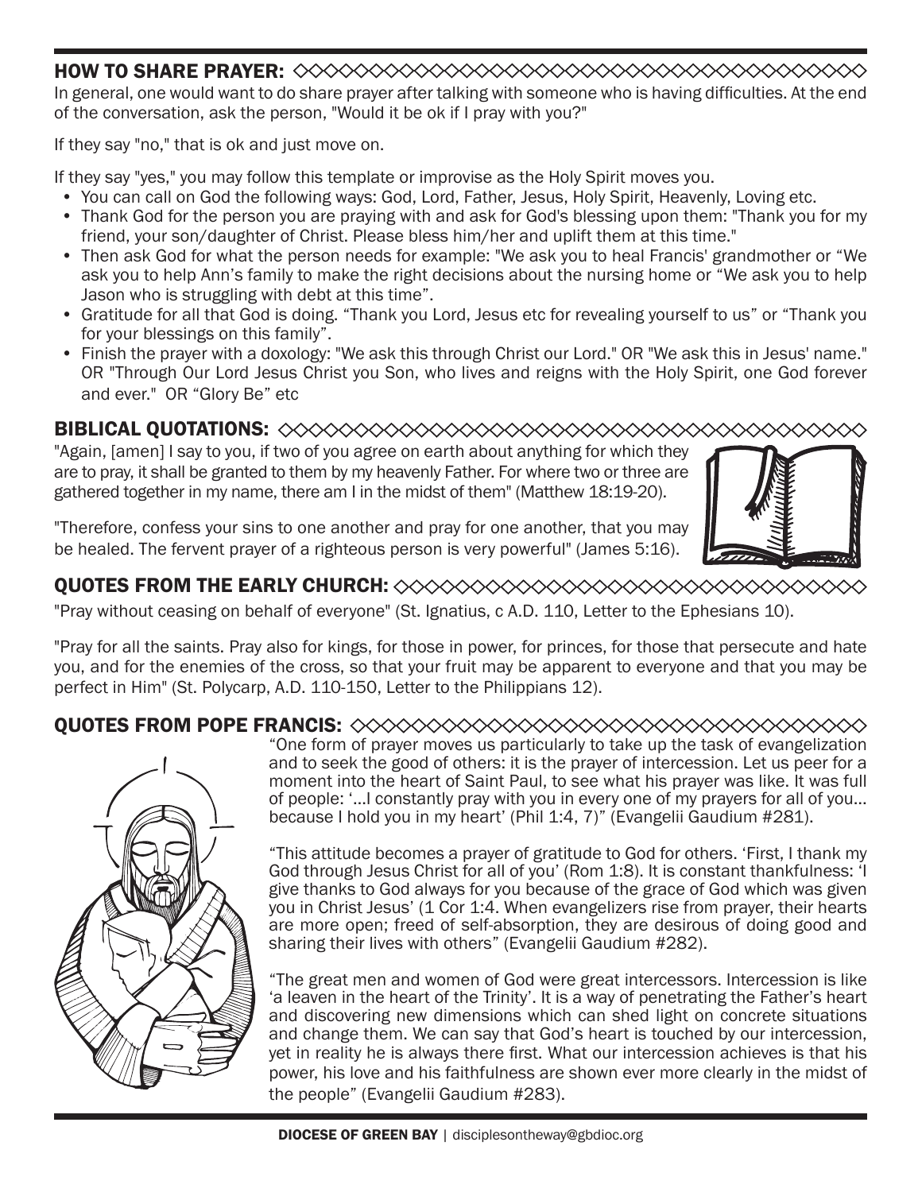## HOW TO SHARE PRAYER:

In general, one would want to do share prayer after talking with someone who is having difficulties. At the end of the conversation, ask the person, "Would it be ok if I pray with you?"

If they say "no," that is ok and just move on.

If they say "yes," you may follow this template or improvise as the Holy Spirit moves you.

- You can call on God the following ways: God, Lord, Father, Jesus, Holy Spirit, Heavenly, Loving etc.
- Thank God for the person you are praying with and ask for God's blessing upon them: "Thank you for my friend, your son/daughter of Christ. Please bless him/her and uplift them at this time."
- Then ask God for what the person needs for example: "We ask you to heal Francis' grandmother or "We ask you to help Ann's family to make the right decisions about the nursing home or "We ask you to help Jason who is struggling with debt at this time".
- Gratitude for all that God is doing. "Thank you Lord, Jesus etc for revealing yourself to us" or "Thank you for your blessings on this family".
- Finish the prayer with a doxology: "We ask this through Christ our Lord." OR "We ask this in Jesus' name." OR "Through Our Lord Jesus Christ you Son, who lives and reigns with the Holy Spirit, one God forever and ever." OR "Glory Be" etc

## BIBLICAL QUOTATIONS:

"Again, [amen] I say to you, if two of you agree on earth about anything for which they are to pray, it shall be granted to them by my heavenly Father. For where two or three are gathered together in my name, there am I in the midst of them" (Matthew 18:19-20).

"Therefore, confess your sins to one another and pray for one another, that you may be healed. The fervent prayer of a righteous person is very powerful" (James 5:16).

## QUOTES FROM THE EARLY CHURCH:

"Pray without ceasing on behalf of everyone" (St. Ignatius, c A.D. 110, Letter to the Ephesians 10).

"Pray for all the saints. Pray also for kings, for those in power, for princes, for those that persecute and hate you, and for the enemies of the cross, so that your fruit may be apparent to everyone and that you may be perfect in Him" (St. Polycarp, A.D. 110-150, Letter to the Philippians 12).

## QUOTES FROM POPE FRANCIS:

"One form of prayer moves us particularly to take up the task of evangelization and to seek the good of others: it is the prayer of intercession. Let us peer for a moment into the heart of Saint Paul, to see what his prayer was like. It was full of people: '...I constantly pray with you in every one of my prayers for all of you... because I hold you in my heart' (Phil 1:4, 7)" (Evangelii Gaudium #281).

"This attitude becomes a prayer of gratitude to God for others. 'First, I thank my God through Jesus Christ for all of you' (Rom 1:8). It is constant thankfulness: 'I give thanks to God always for you because of the grace of God which was given you in Christ Jesus' (1 Cor 1:4. When evangelizers rise from prayer, their hearts are more open; freed of self-absorption, they are desirous of doing good and sharing their lives with others" (Evangelii Gaudium #282).

"The great men and women of God were great intercessors. Intercession is like 'a leaven in the heart of the Trinity'. It is a way of penetrating the Father's heart and discovering new dimensions which can shed light on concrete situations and change them. We can say that God's heart is touched by our intercession, yet in reality he is always there first. What our intercession achieves is that his power, his love and his faithfulness are shown ever more clearly in the midst of the people" (Evangelii Gaudium #283).

**DIOCESE OF GREEN BAY** | disciplesontheway@gbdioc.org